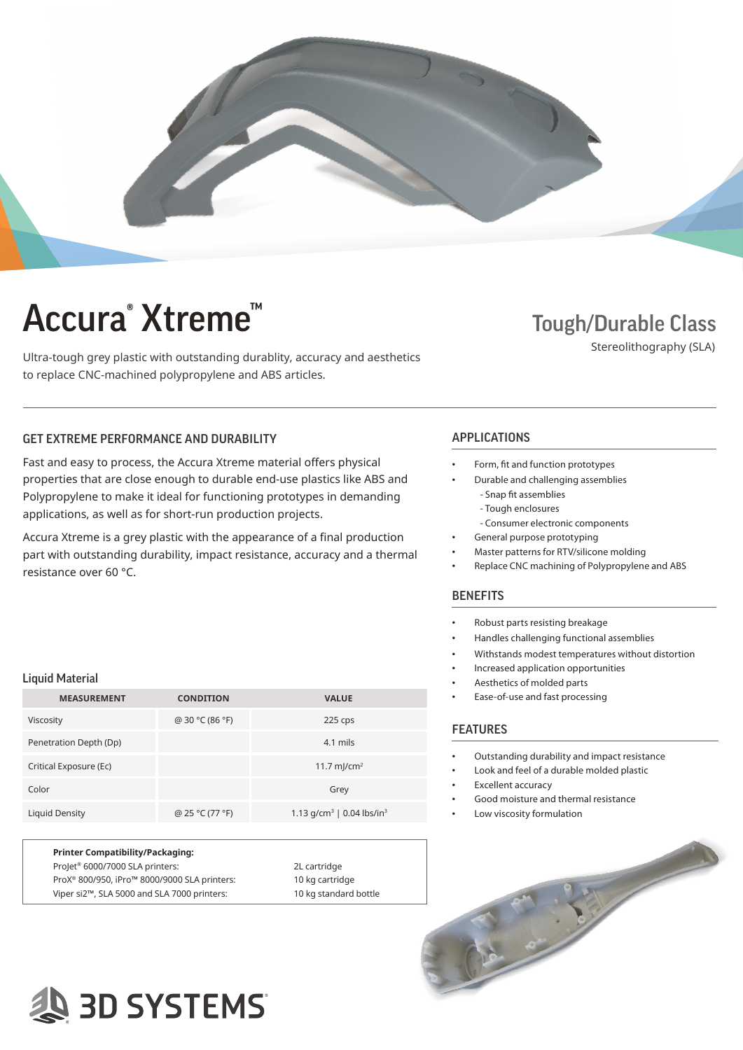# Accura® Xtreme™

Ultra-tough grey plastic with outstanding durablity, accuracy and aesthetics to replace CNC-machined polypropylene and ABS articles.

## Tough/Durable Class

Stereolithography (SLA)

### GET EXTREME PERFORMANCE AND DURABILITY

Fast and easy to process, the Accura Xtreme material offers physical properties that are close enough to durable end-use plastics like ABS and Polypropylene to make it ideal for functioning prototypes in demanding applications, as well as for short-run production projects.

Accura Xtreme is a grey plastic with the appearance of a final production part with outstanding durability, impact resistance, accuracy and a thermal resistance over 60 °C.

### APPLICATIONS

- Form, fit and function prototypes
- Durable and challenging assemblies
  - Snap fit assemblies
  - Tough enclosures
  - Consumer electronic components
- General purpose prototyping
- Master patterns for RTV/silicone molding
- Replace CNC machining of Polypropylene and ABS

### BENEFITS

- Robust parts resisting breakage
- Handles challenging functional assemblies
- Withstands modest temperatures without distortion
- Increased application opportunities
- Aesthetics of molded parts
- Ease-of-use and fast processing

### FEATURES

- Outstanding durability and impact resistance
- Look and feel of a durable molded plastic
- Excellent accuracy
- Good moisture and thermal resistance
- Low viscosity formulation

### Liquid Material

| MEASUREMENT | CONDITION | VALUE |
|---|---|---|
| Viscosity | @ 30 °C (86 °F) | 225 cps |
| Penetration Depth (Dp) | | 4.1 mils |
| Critical Exposure (Ec) | | 11.7 mJ/cm$^2$ |
| Color | | Grey |
| Liquid Density | @ 25 °C (77 °F) | 1.13 g/cm$^3$ \| 0.04 lbs/in$^3$ |

| **Printer Compatibility/Packaging:** | |
|---|---|
| ProJet® 6000/7000 SLA printers: | 2L cartridge |
| ProX® 800/950, iPro™ 8000/9000 SLA printers: | 10 kg cartridge |
| Viper si2™, SLA 5000 and SLA 7000 printers: | 10 kg standard bottle |

3D SYSTEMS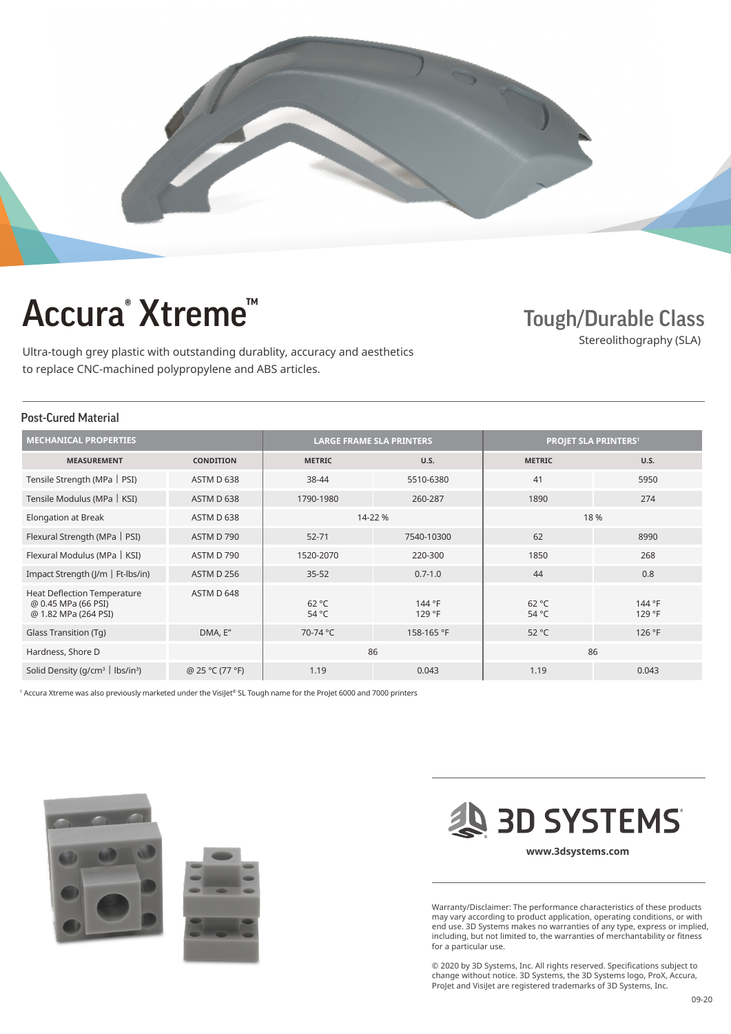# Accura® Xtreme™

## Tough/Durable Class

Stereolithography (SLA)

Ultra-tough grey plastic with outstanding durablity, accuracy and aesthetics to replace CNC-machined polypropylene and ABS articles.

### Post-Cured Material

| MECHANICAL PROPERTIES | | LARGE FRAME SLA PRINTERS | | PROJET SLA PRINTERS[1] | |
|---|---|---|---|---|---|
| **MEASUREMENT** | **CONDITION** | **METRIC** | **U.S.** | **METRIC** | **U.S.** |
| Tensile Strength (MPa \| PSI) | ASTM D 638 | 38-44 | 5510-6380 | 41 | 5950 |
| Tensile Modulus (MPa \| KSI) | ASTM D 638 | 1790-1980 | 260-287 | 1890 | 274 |
| Elongation at Break | ASTM D 638 | 14-22 % | | 18 % | |
| Flexural Strength (MPa \| PSI) | ASTM D 790 | 52-71 | 7540-10300 | 62 | 8990 |
| Flexural Modulus (MPa \| KSI) | ASTM D 790 | 1520-2070 | 220-300 | 1850 | 268 |
| Impact Strength (J/m \| Ft-lbs/in) | ASTM D 256 | 35-52 | 0.7-1.0 | 44 | 0.8 |
| Heat Deflection Temperature @ 0.45 MPa (66 PSI) @ 1.82 MPa (264 PSI) | ASTM D 648 | 62 °C 54 °C | 144 °F 129 °F | 62 °C 54 °C | 144 °F 129 °F |
| Glass Transition (Tg) | DMA, E” | 70-74 °C | 158-165 °F | 52 °C | 126 °F |
| Hardness, Shore D | | 86 | | 86 | |
| Solid Density (g/cm³ \| lbs/in³) | @ 25 °C (77 °F) | 1.19 | 0.043 | 1.19 | 0.043 |

[1] Accura Xtreme was also previously marketed under the VisiJet® SL Tough name for the ProJet 6000 and 7000 printers

**3D SYSTEMS**

**www.3dsystems.com**

Warranty/Disclaimer: The performance characteristics of these products may vary according to product application, operating conditions, or with end use. 3D Systems makes no warranties of any type, express or implied, including, but not limited to, the warranties of merchantability or fitness for a particular use.

© 2020 by 3D Systems, Inc. All rights reserved. Specifications subject to change without notice. 3D Systems, the 3D Systems logo, ProX, Accura, ProJet and VisiJet are registered trademarks of 3D Systems, Inc.

09-20